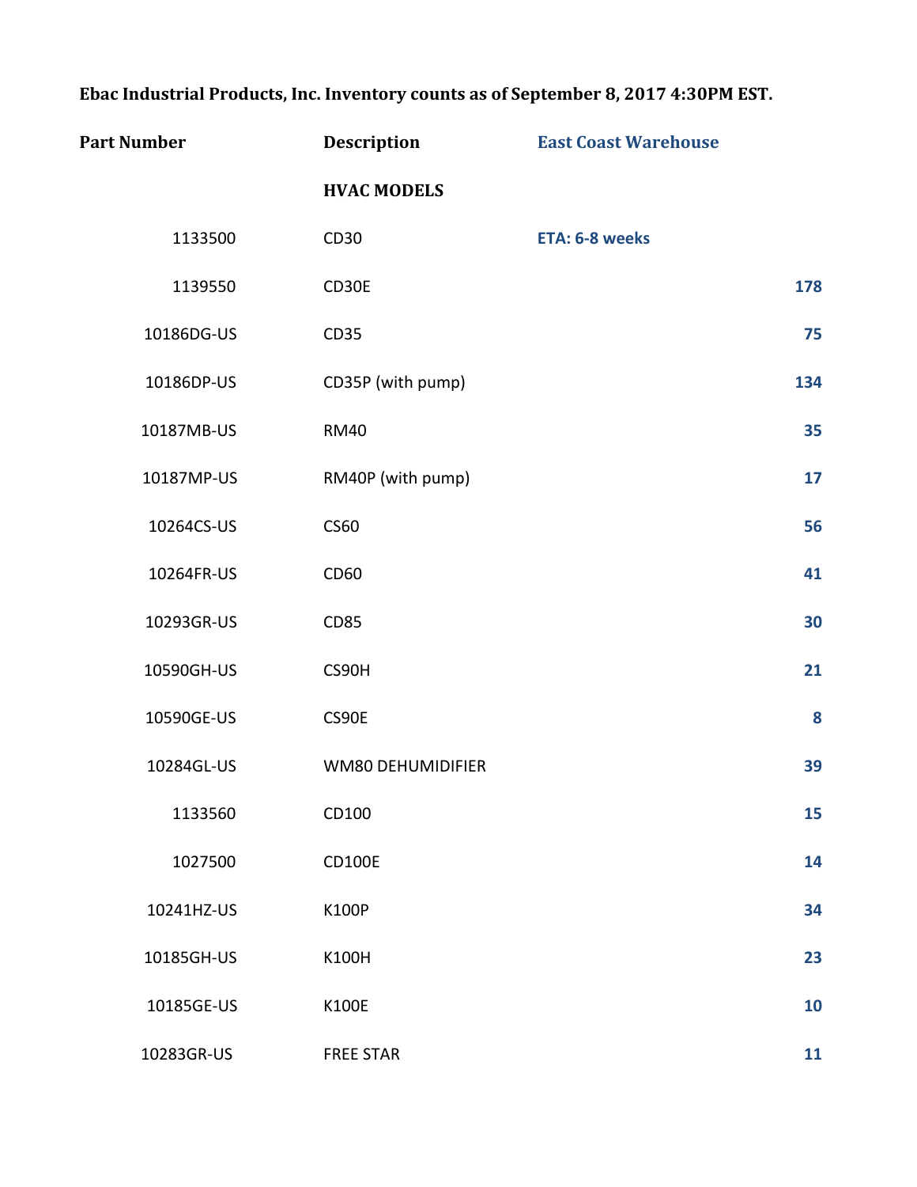**Ebac Industrial Products, Inc. Inventory counts as of September 8, 2017 4:30PM EST.**

| Part Number | Description | East Coast Warehouse |
|---|---|---|
| | **HVAC MODELS** | |
| 1133500 | CD30 | **ETA: 6-8 weeks** |
| 1139550 | CD30E | **178** |
| 10186DG-US | CD35 | **75** |
| 10186DP-US | CD35P (with pump) | **134** |
| 10187MB-US | RM40 | **35** |
| 10187MP-US | RM40P (with pump) | **17** |
| 10264CS-US | CS60 | **56** |
| 10264FR-US | CD60 | **41** |
| 10293GR-US | CD85 | **30** |
| 10590GH-US | CS90H | **21** |
| 10590GE-US | CS90E | **8** |
| 10284GL-US | WM80 DEHUMIDIFIER | **39** |
| 1133560 | CD100 | **15** |
| 1027500 | CD100E | **14** |
| 10241HZ-US | K100P | **34** |
| 10185GH-US | K100H | **23** |
| 10185GE-US | K100E | **10** |
| 10283GR-US | FREE STAR | **11** |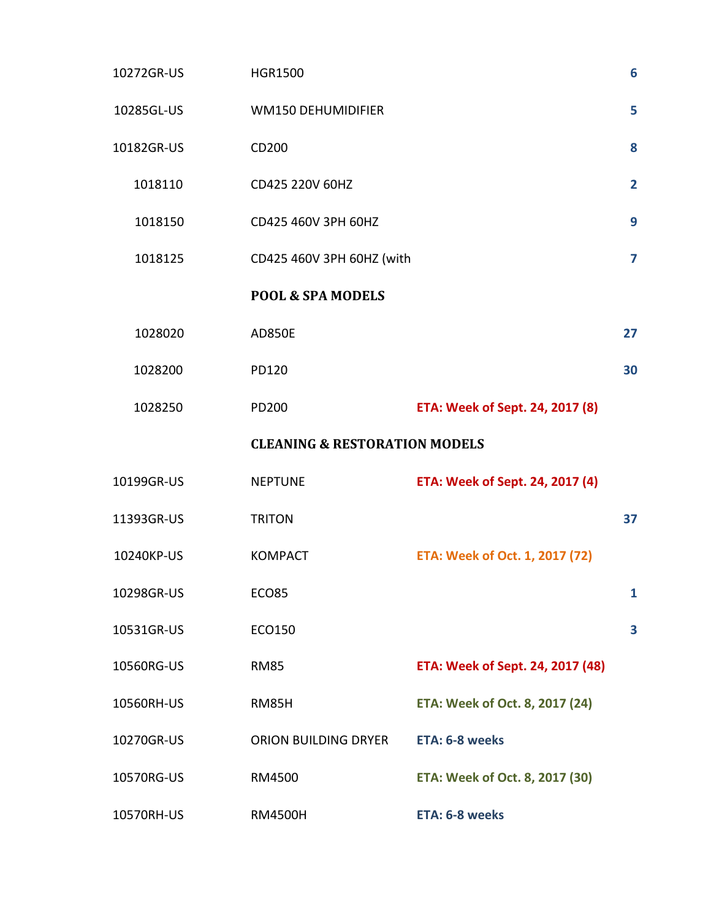| | | | |
|---|---|---|---|
| 10272GR-US | HGR1500 | | **6** |
| 10285GL-US | WM150 DEHUMIDIFIER | | **5** |
| 10182GR-US | CD200 | | **8** |
| 1018110 | CD425 220V 60HZ | | **2** |
| 1018150 | CD425 460V 3PH 60HZ | | **9** |
| 1018125 | CD425 460V 3PH 60HZ (with | | **7** |
| | **POOL & SPA MODELS** | | |
| 1028020 | AD850E | | **27** |
| 1028200 | PD120 | | **30** |
| 1028250 | PD200 | **ETA: Week of Sept. 24, 2017 (8)** | |
| | **CLEANING & RESTORATION MODELS** | | |
| 10199GR-US | NEPTUNE | **ETA: Week of Sept. 24, 2017 (4)** | |
| 11393GR-US | TRITON | | **37** |
| 10240KP-US | KOMPACT | **ETA: Week of Oct. 1, 2017 (72)** | |
| 10298GR-US | ECO85 | | **1** |
| 10531GR-US | ECO150 | | **3** |
| 10560RG-US | RM85 | **ETA: Week of Sept. 24, 2017 (48)** | |
| 10560RH-US | RM85H | **ETA: Week of Oct. 8, 2017 (24)** | |
| 10270GR-US | ORION BUILDING DRYER | **ETA: 6-8 weeks** | |
| 10570RG-US | RM4500 | **ETA: Week of Oct. 8, 2017 (30)** | |
| 10570RH-US | RM4500H | **ETA: 6-8 weeks** | |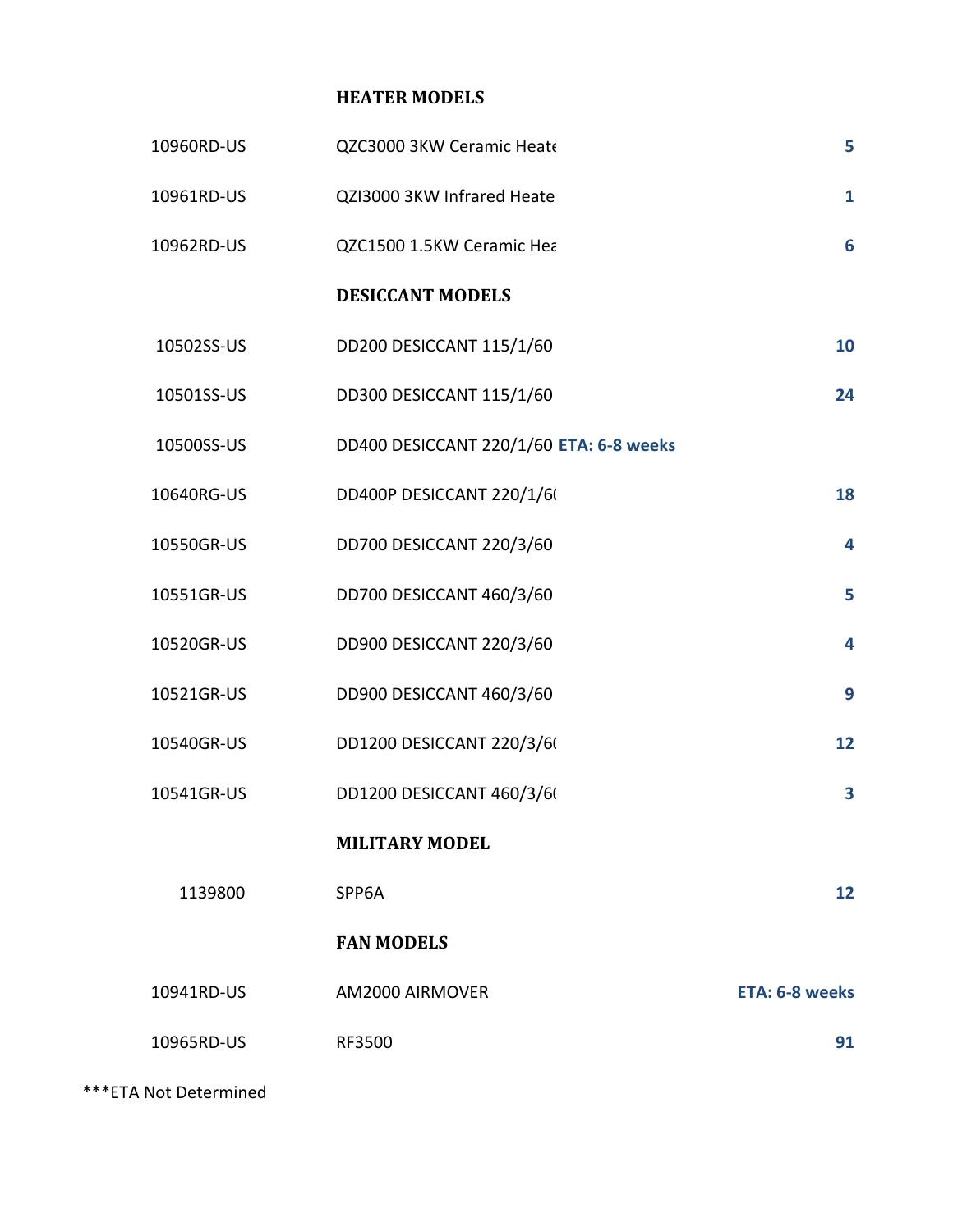| | HEATER MODELS | |
|---|---|---|
| 10960RD-US | QZC3000 3KW Ceramic Heate | **5** |
| 10961RD-US | QZI3000 3KW Infrared Heate | **1** |
| 10962RD-US | QZC1500 1.5KW Ceramic Hea | **6** |
| | **DESICCANT MODELS** | |
| 10502SS-US | DD200 DESICCANT 115/1/60 | **10** |
| 10501SS-US | DD300 DESICCANT 115/1/60 | **24** |
| 10500SS-US | DD400 DESICCANT 220/1/60 **ETA: 6-8 weeks** | |
| 10640RG-US | DD400P DESICCANT 220/1/6( | **18** |
| 10550GR-US | DD700 DESICCANT 220/3/60 | **4** |
| 10551GR-US | DD700 DESICCANT 460/3/60 | **5** |
| 10520GR-US | DD900 DESICCANT 220/3/60 | **4** |
| 10521GR-US | DD900 DESICCANT 460/3/60 | **9** |
| 10540GR-US | DD1200 DESICCANT 220/3/6( | **12** |
| 10541GR-US | DD1200 DESICCANT 460/3/6( | **3** |
| | **MILITARY MODEL** | |
| 1139800 | SPP6A | **12** |
| | **FAN MODELS** | |
| 10941RD-US | AM2000 AIRMOVER | **ETA: 6-8 weeks** |
| 10965RD-US | RF3500 | **91** |

***ETA Not Determined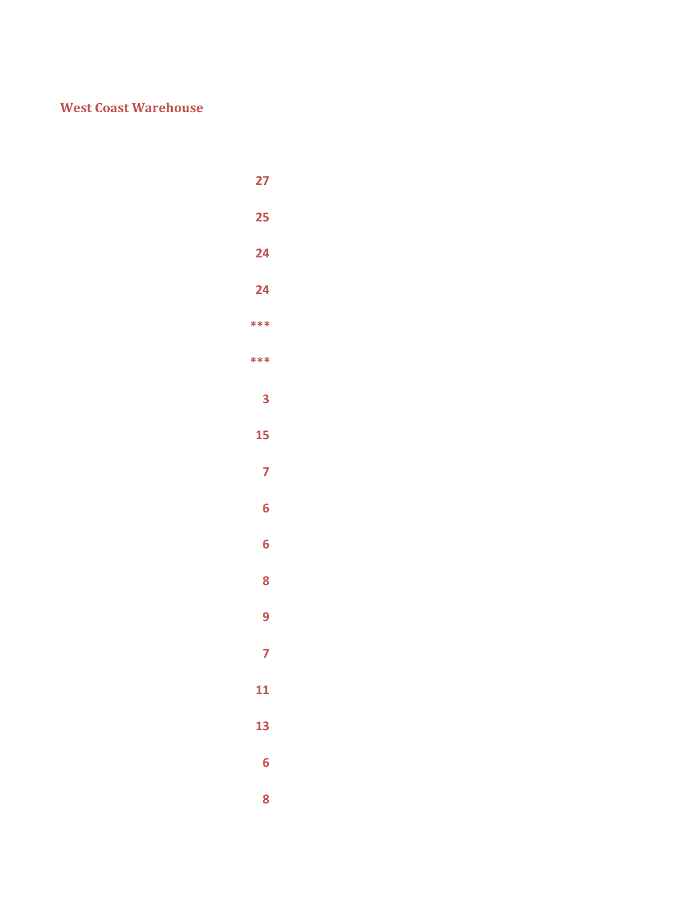**West Coast Warehouse**

27

25

24

24

***

***

3

15

7

6

6

8

9

7

11

13

6

8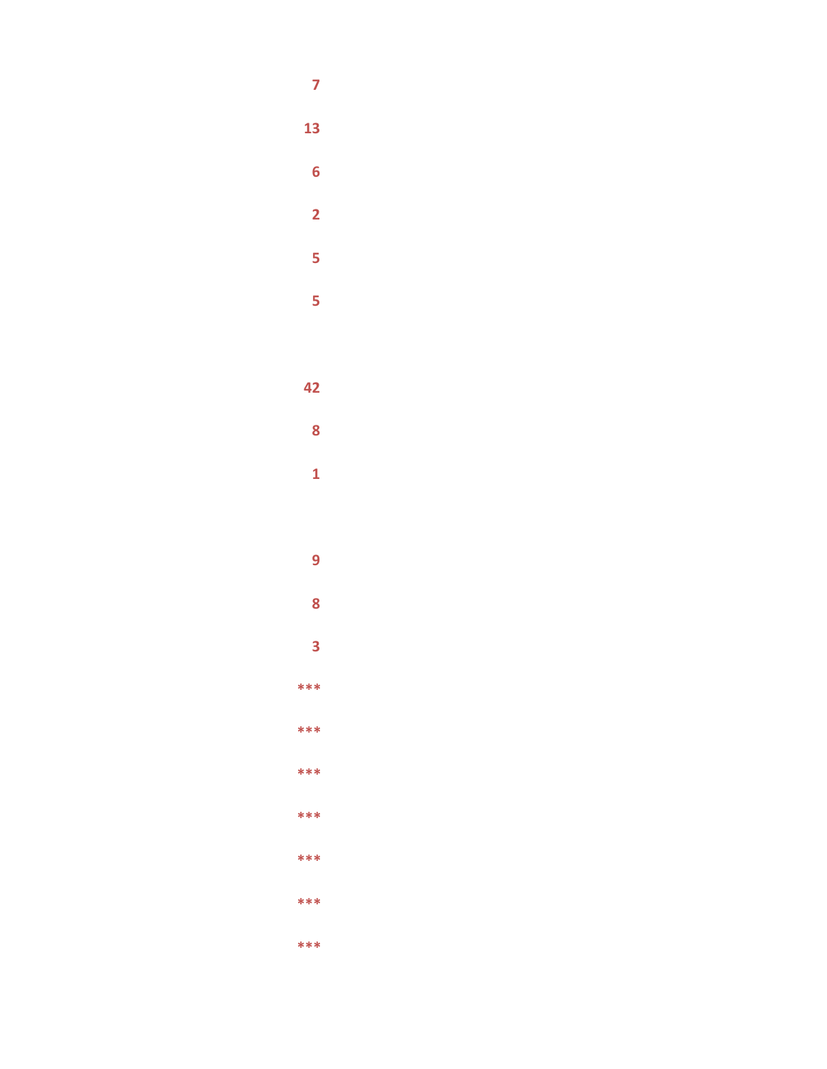7

13

6

2

5

5

42

8

1

9

8

3

***

***

***

***

***

***

***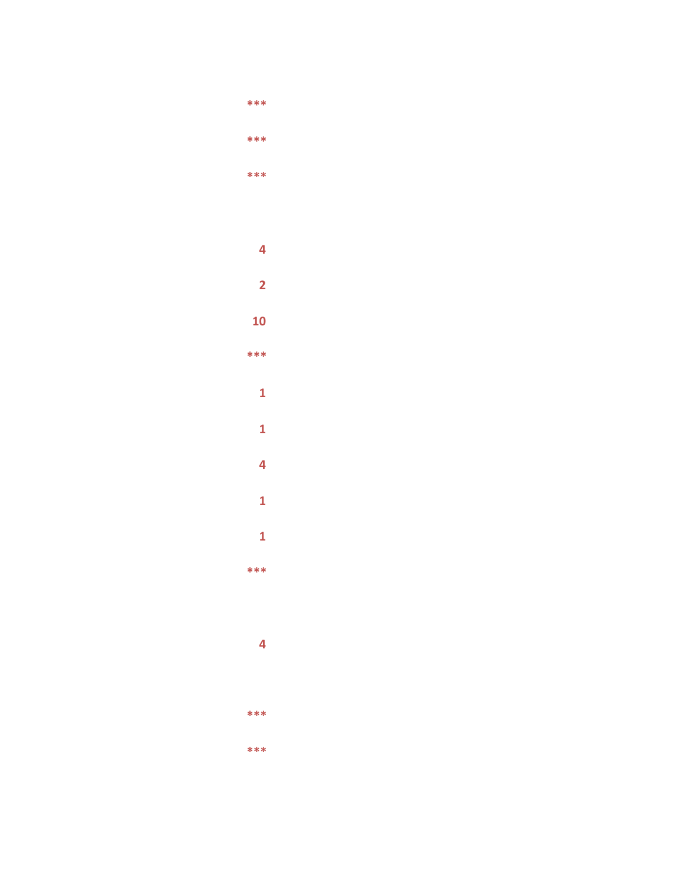***

***

***

4

2

10

***

1

1

4

1

1

***

4

***

***